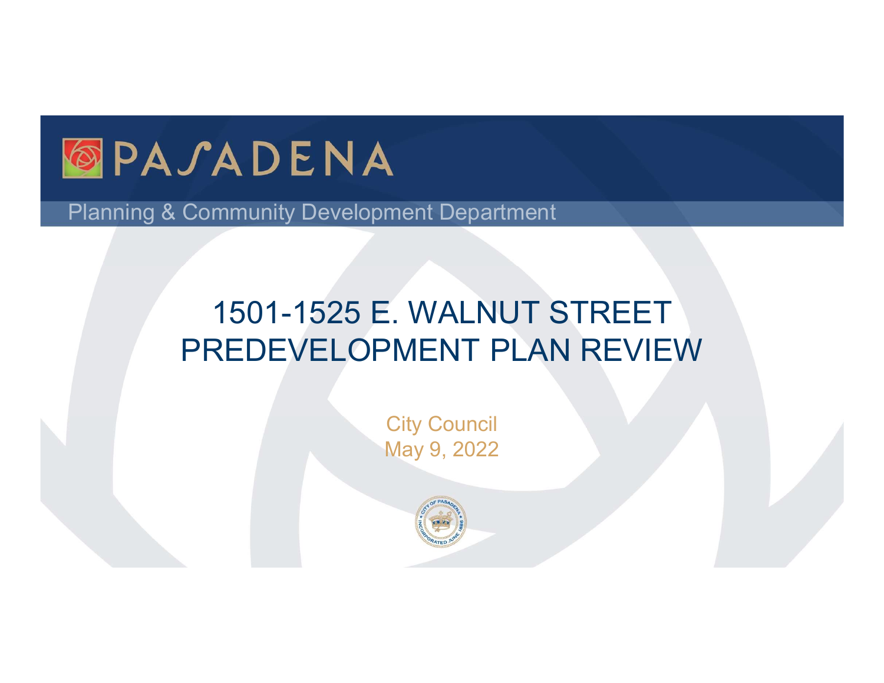PASADENA

Planning & Community Development Department

# 1501-1525 E. WALNUT STREET PREDEVELOPMENT PLAN REVIEW

City Council

May 9, 2022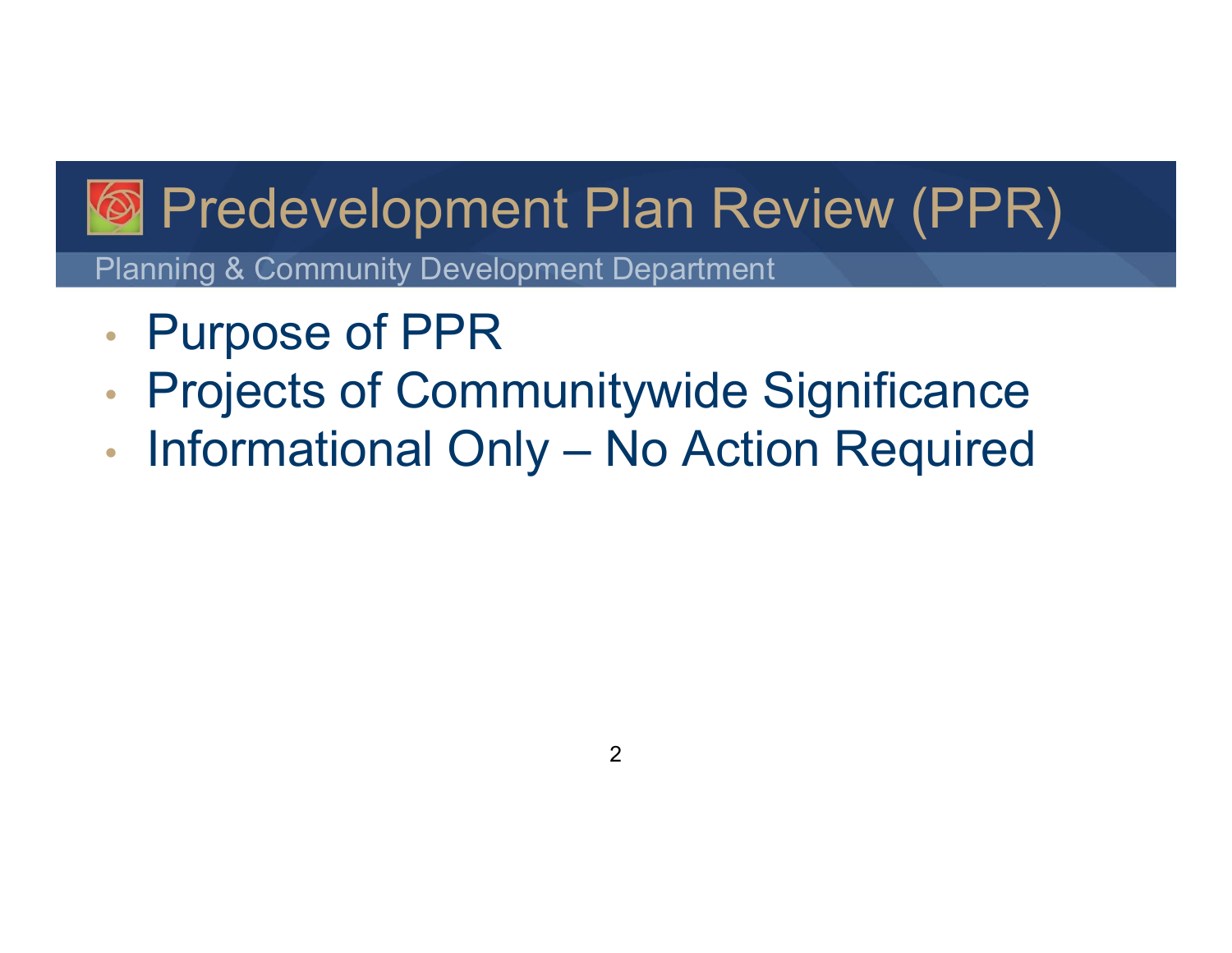# Predevelopment Plan Review (PPR)

Planning & Community Development Department

- Purpose of PPR
- Projects of Communitywide Significance
- Informational Only – No Action Required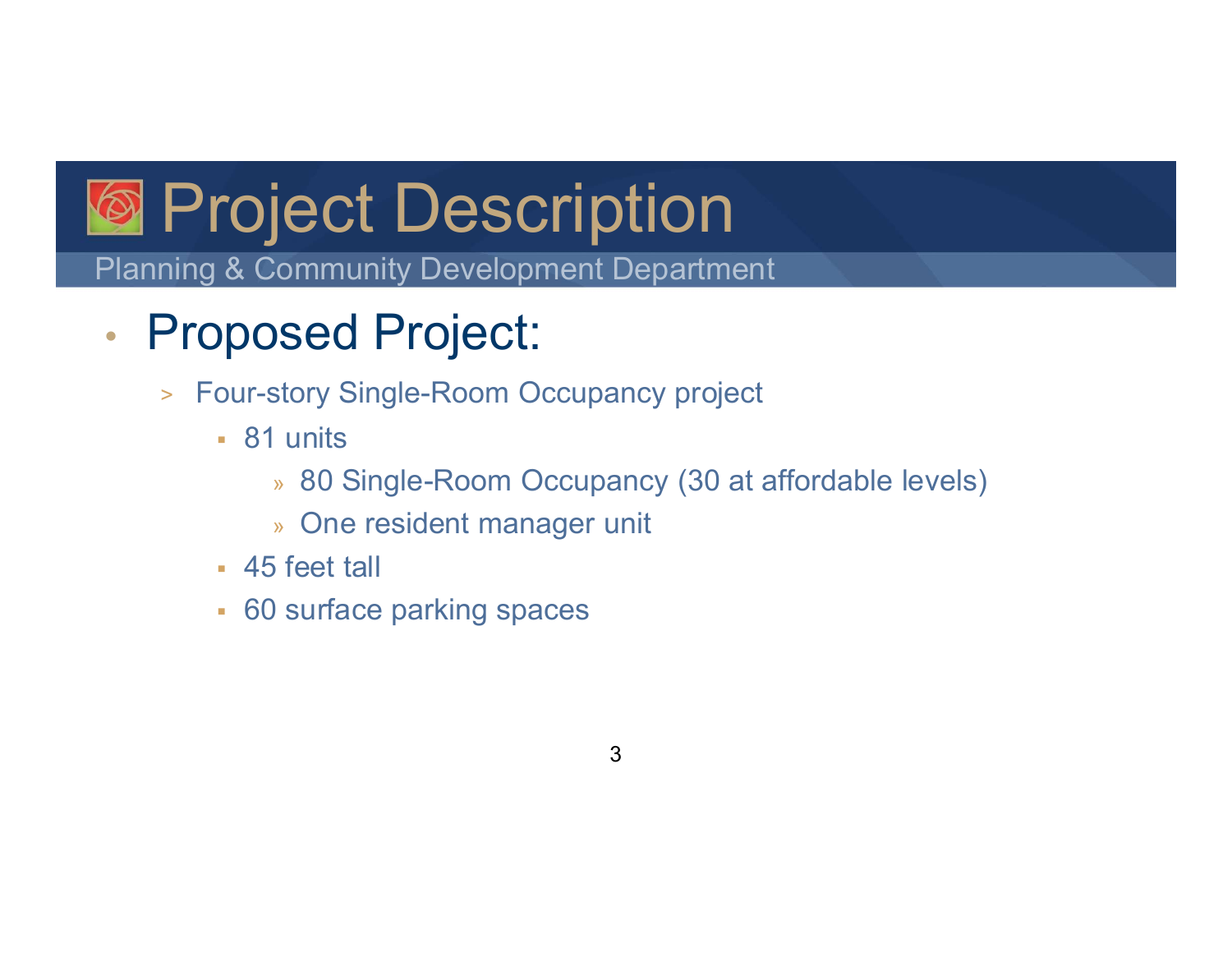# Project Description

Planning & Community Development Department

- Proposed Project:
  - Four-story Single-Room Occupancy project
    - 81 units
      - 80 Single-Room Occupancy (30 at affordable levels)
      - One resident manager unit
    - 45 feet tall
    - 60 surface parking spaces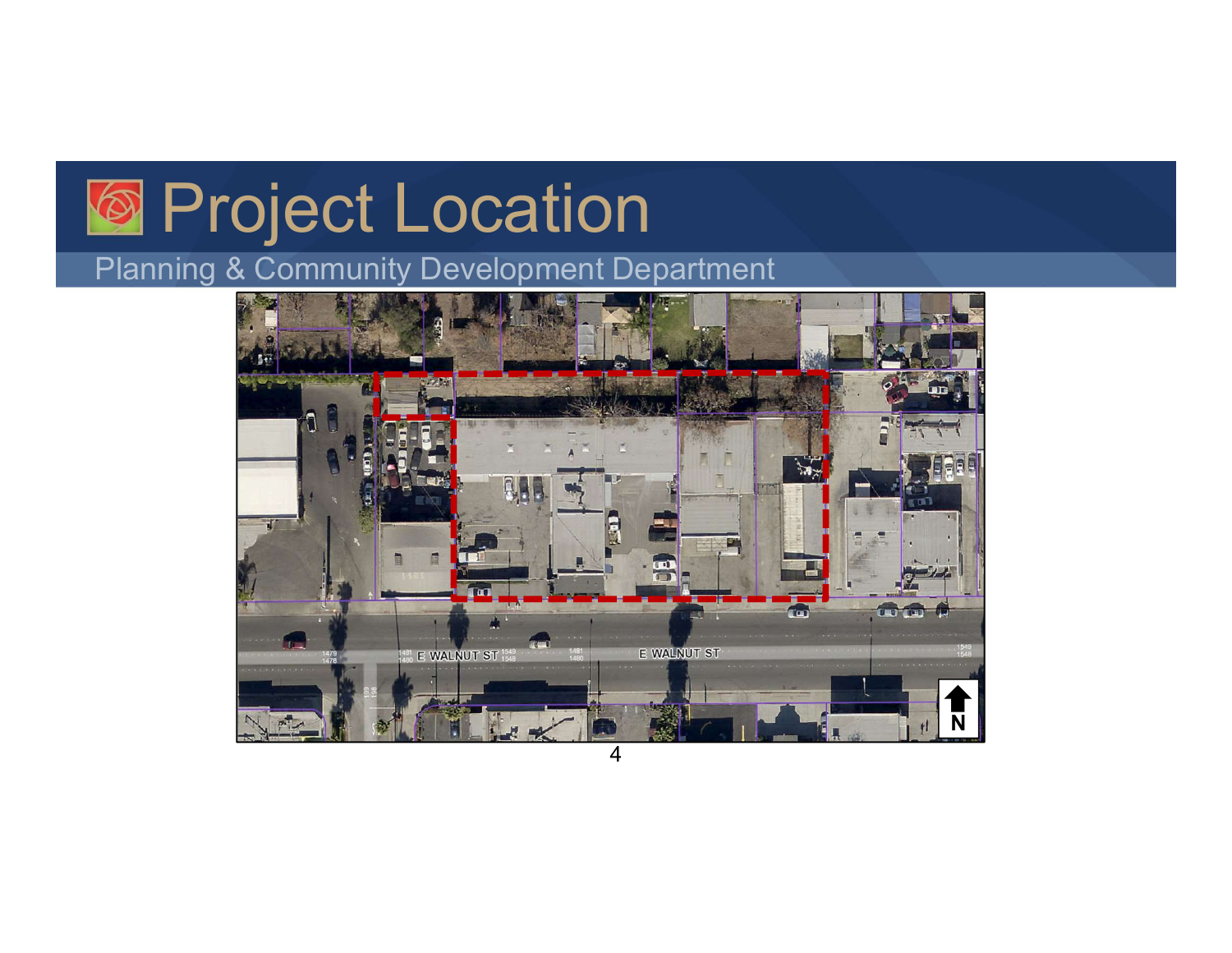# Project Location

Planning & Community Development Department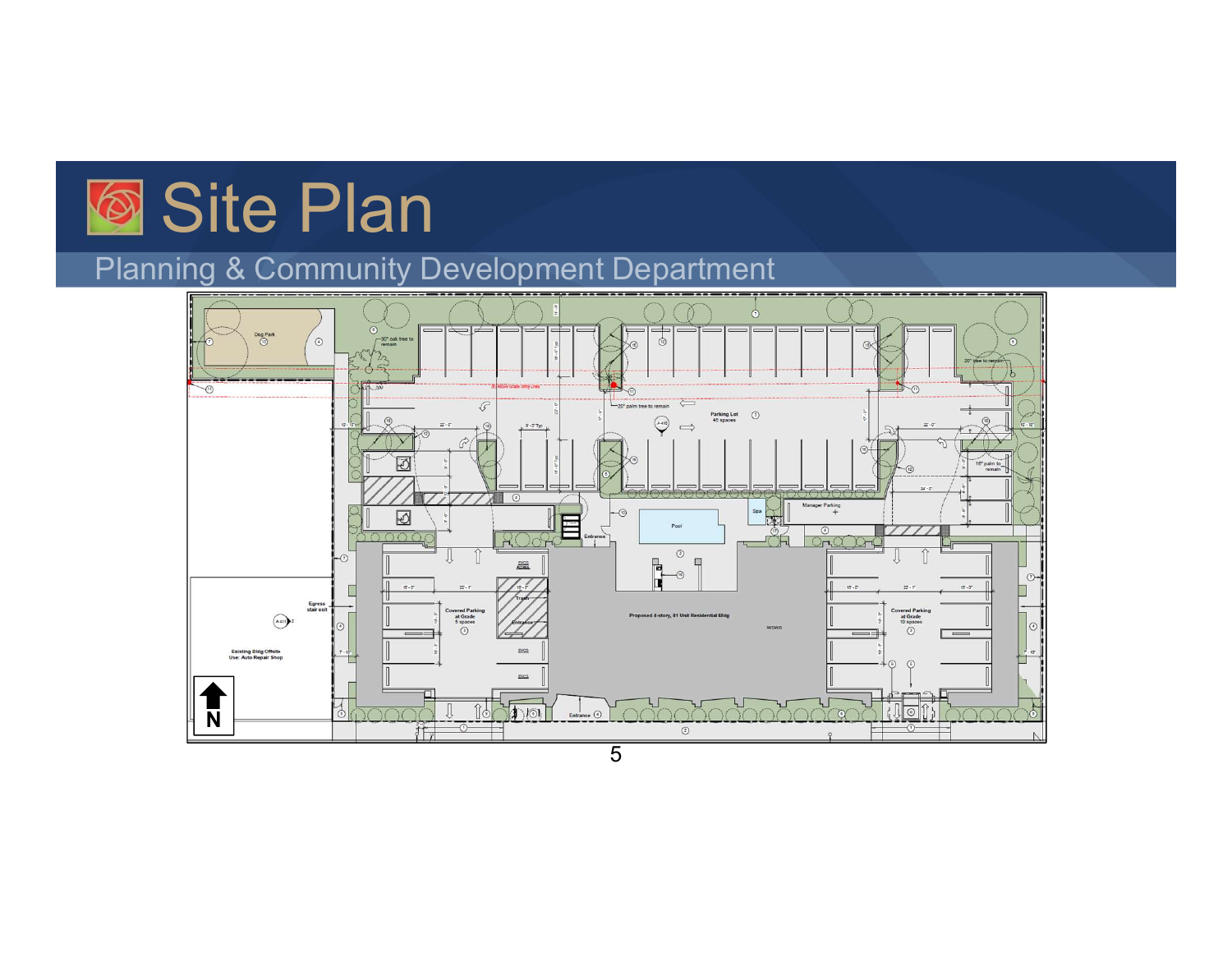# Site Plan

## Planning & Community Development Department

Dog Park

30" oak tree to remain

20" tree to remain

Existing Above Grade Utility Lines

20" palm tree to remain

Parking Lot
45 spaces

18" palm to remain

Manager Parking

Spa

Pool

Entrance

Covered Parking at Grade
5 spaces

Trash

Proposed 4-story, 81 Unit Residential Bldg

Covered Parking at Grade
10 spaces

Egress stair exit

Existing Bldg Offsite
Use: Auto Repair Shop

Entrance

N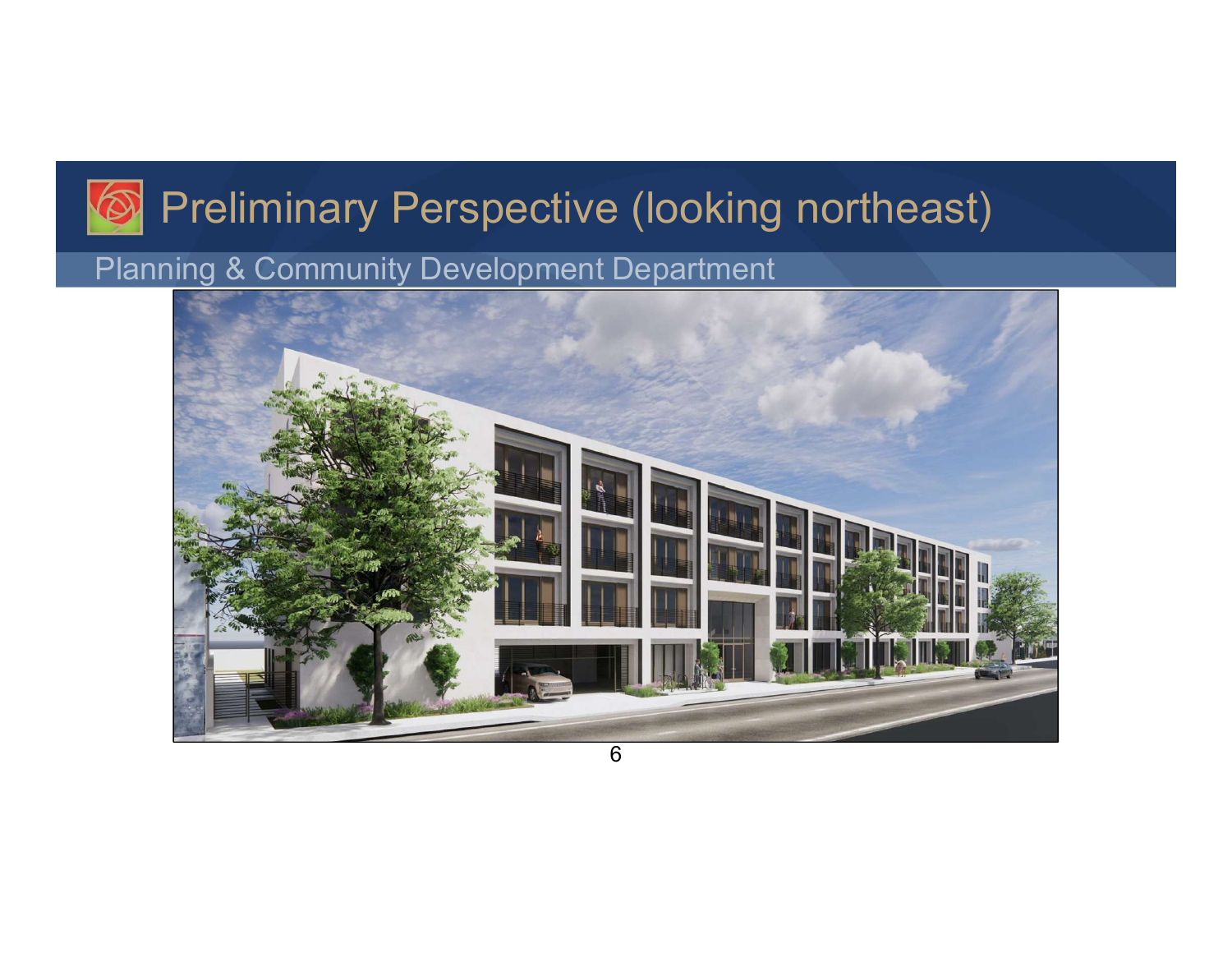# Preliminary Perspective (looking northeast)

Planning & Community Development Department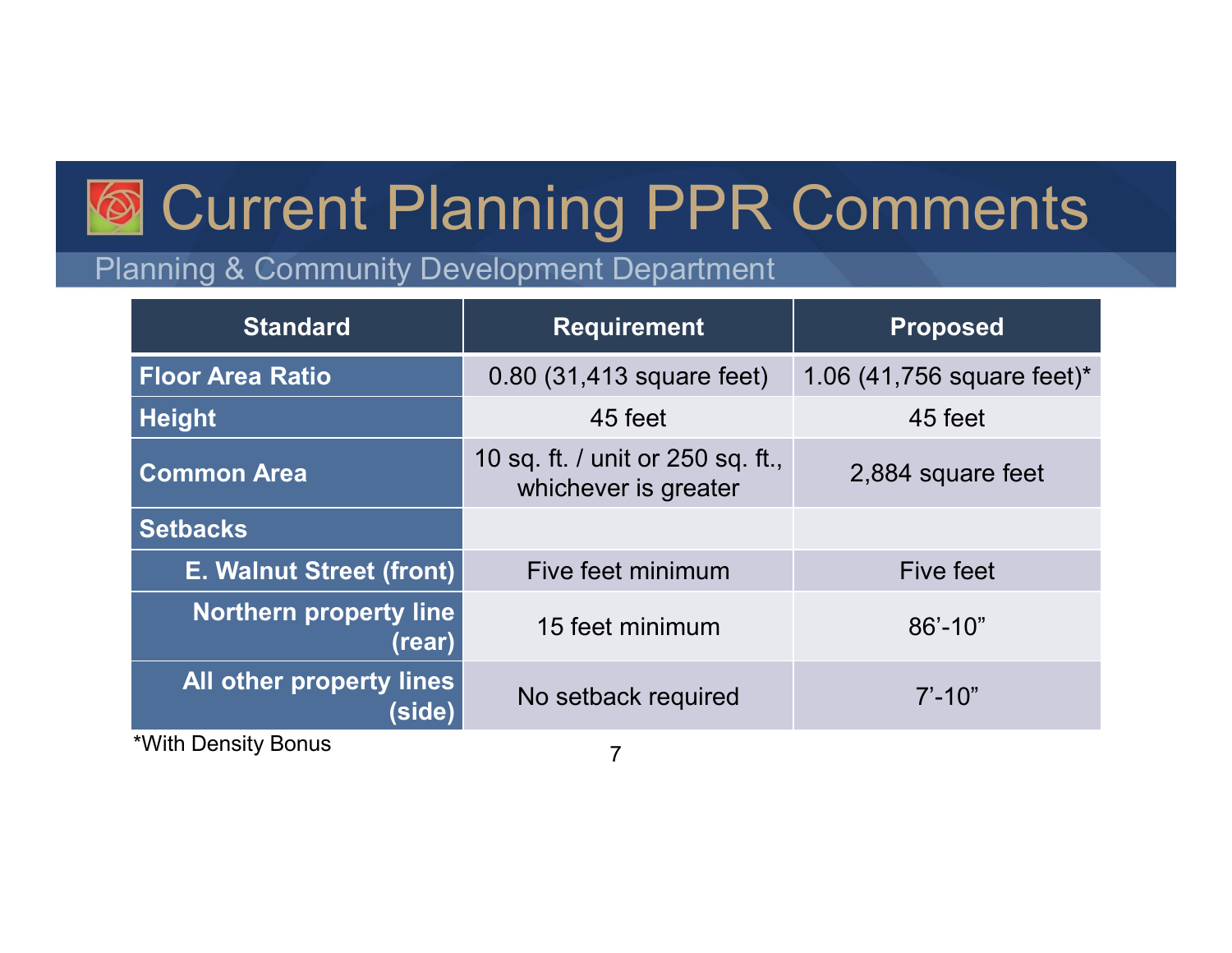# Current Planning PPR Comments

Planning & Community Development Department

| Standard | Requirement | Proposed |
|---|---|---|
| **Floor Area Ratio** | 0.80 (31,413 square feet) | 1.06 (41,756 square feet)* |
| **Height** | 45 feet | 45 feet |
| **Common Area** | 10 sq. ft. / unit or 250 sq. ft., whichever is greater | 2,884 square feet |
| **Setbacks** | | |
| **E. Walnut Street (front)** | Five feet minimum | Five feet |
| **Northern property line (rear)** | 15 feet minimum | 86'-10" |
| **All other property lines (side)** | No setback required | 7'-10" |

*With Density Bonus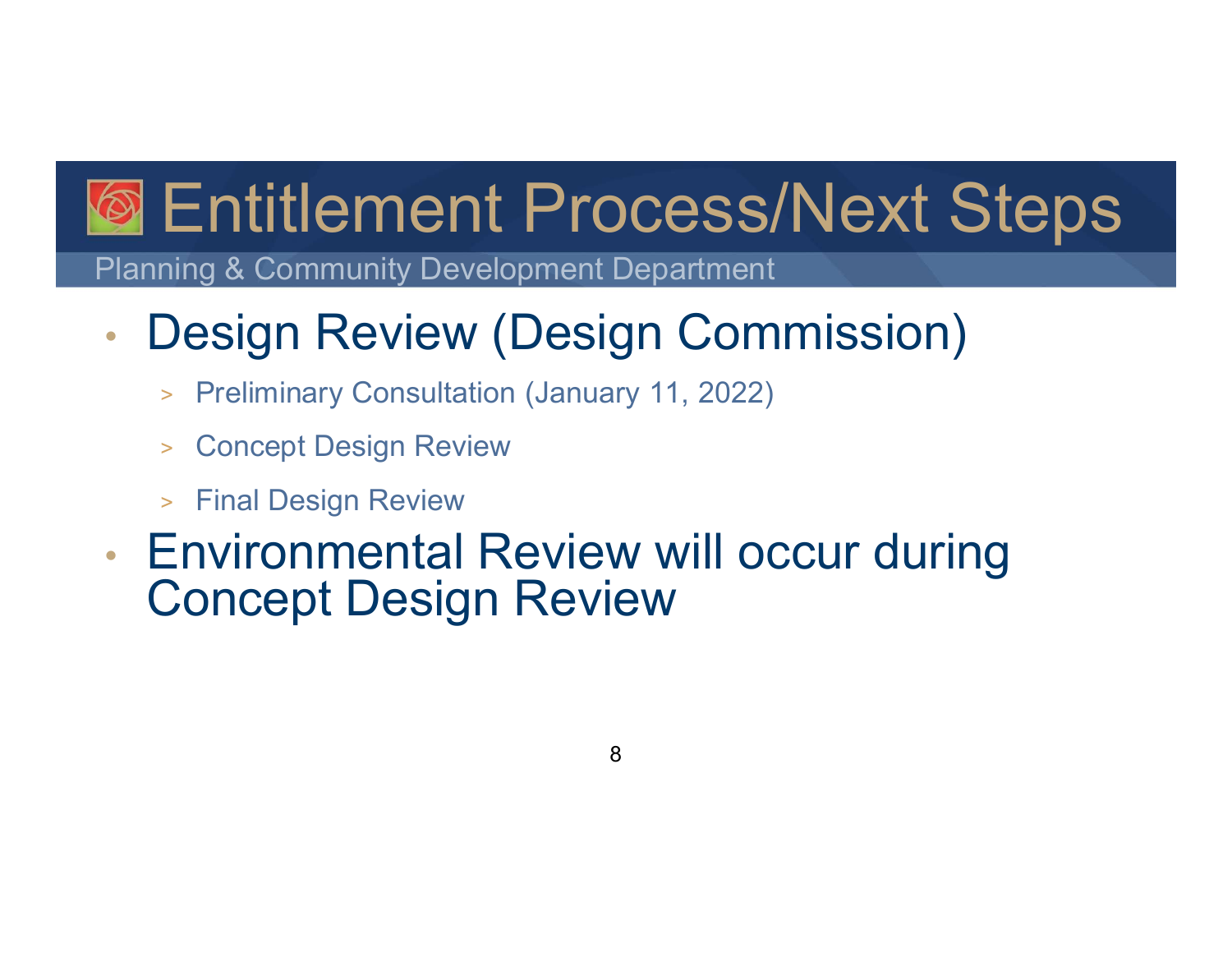# Entitlement Process/Next Steps

Planning & Community Development Department

- Design Review (Design Commission)
  - Preliminary Consultation (January 11, 2022)
  - Concept Design Review
  - Final Design Review
- Environmental Review will occur during Concept Design Review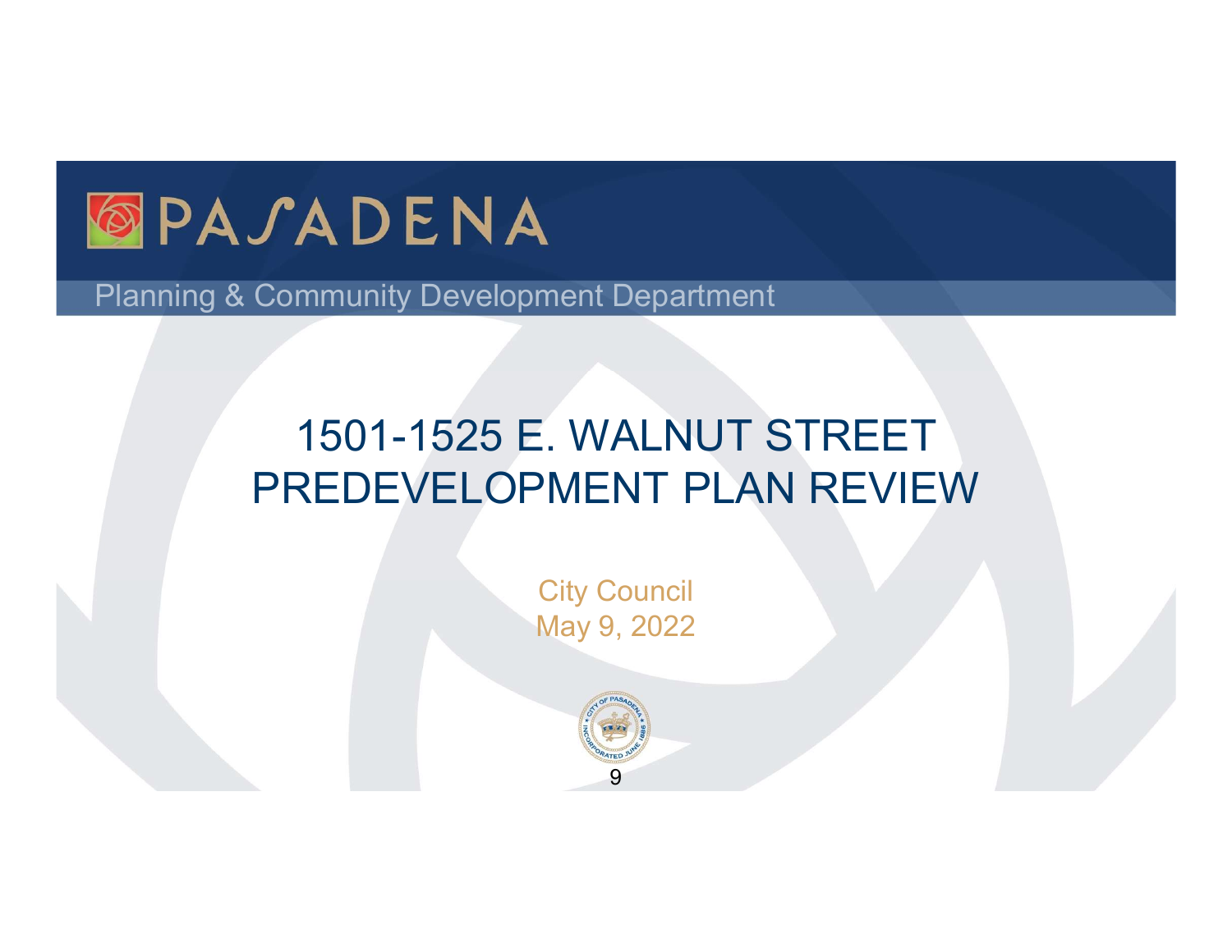# PASADENA

Planning & Community Development Department

## 1501-1525 E. WALNUT STREET PREDEVELOPMENT PLAN REVIEW

City Council
May 9, 2022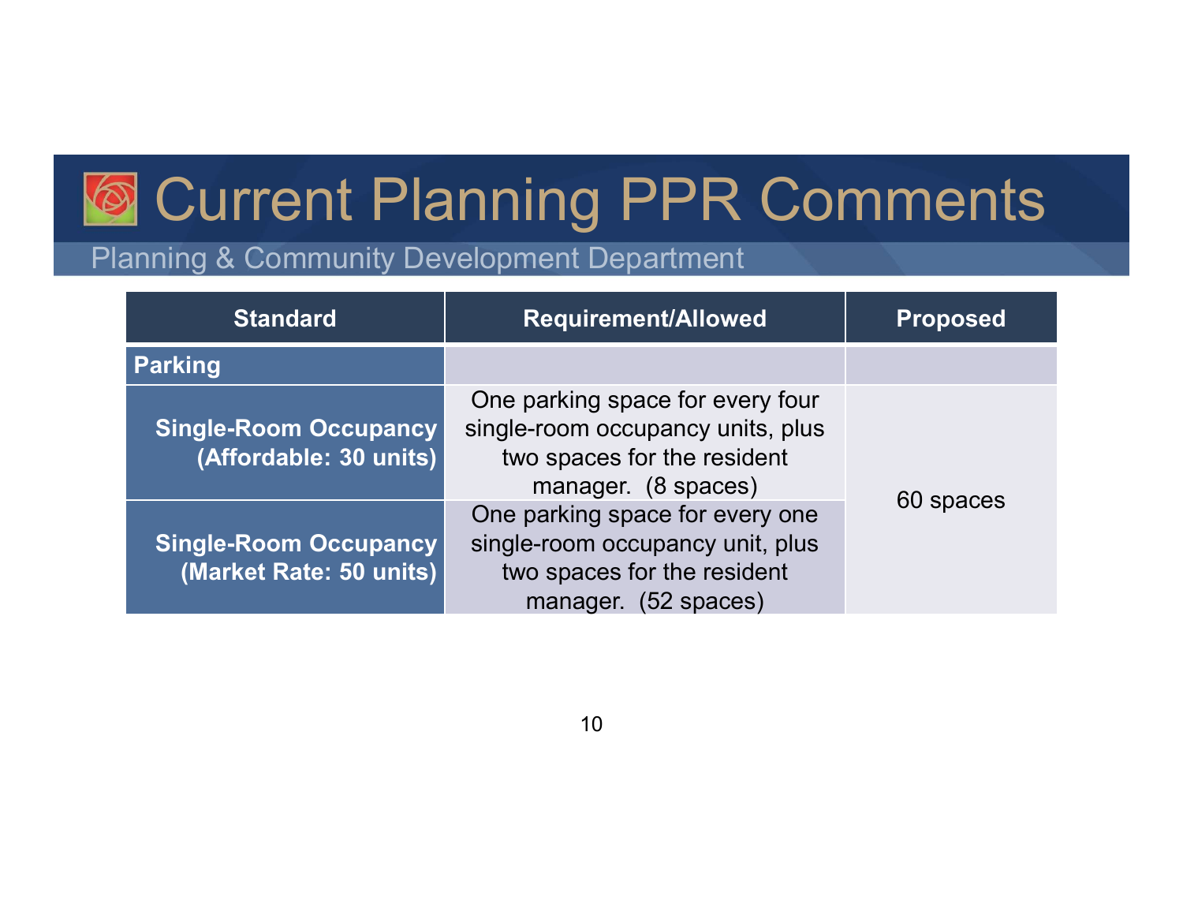# Current Planning PPR Comments

Planning & Community Development Department

| Standard | Requirement/Allowed | Proposed |
|---|---|---|
| **Parking** | | |
| **Single-Room Occupancy (Affordable: 30 units)** | One parking space for every four single-room occupancy units, plus two spaces for the resident manager. (8 spaces) | 60 spaces |
| **Single-Room Occupancy (Market Rate: 50 units)** | One parking space for every one single-room occupancy unit, plus two spaces for the resident manager. (52 spaces) | |